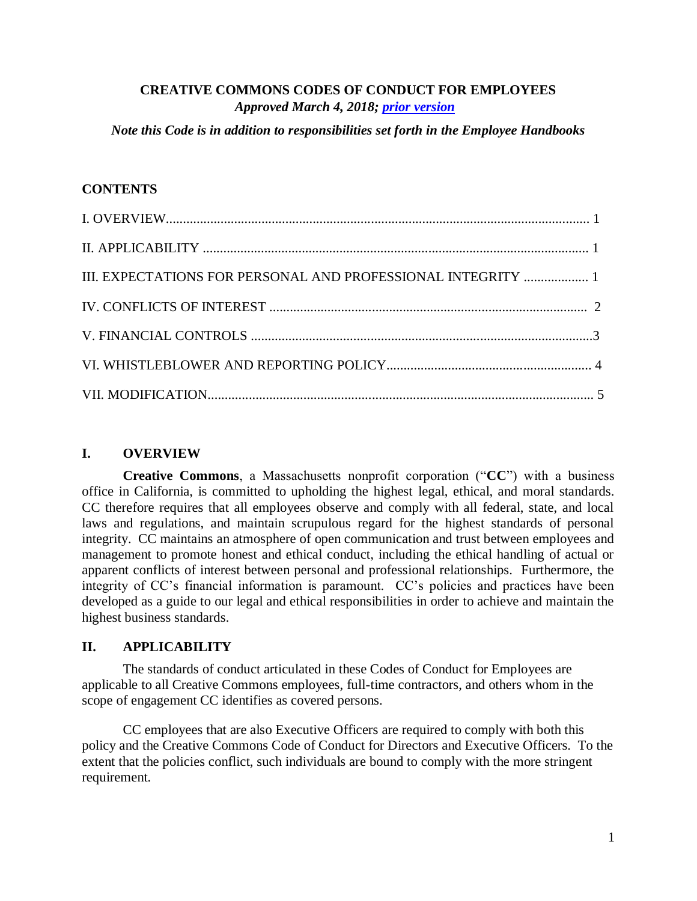# CREATIVE COMMONS CODES OF CONDUCT FOR EMPLOYEES

***Approved March 4, 2018; prior version***

***Note this Code is in addition to responsibilities set forth in the Employee Handbooks***

## CONTENTS

I. OVERVIEW........................................................................................................................ 1

II. APPLICABILITY ............................................................................................................. 1

III. EXPECTATIONS FOR PERSONAL AND PROFESSIONAL INTEGRITY .................. 1

IV. CONFLICTS OF INTEREST ............................................................................................ 2

V. FINANCIAL CONTROLS ...................................................................................................3

VI. WHISTLEBLOWER AND REPORTING POLICY............................................................ 4

VII. MODIFICATION................................................................................................................ 5

## I. OVERVIEW

**Creative Commons**, a Massachusetts nonprofit corporation ("**CC**") with a business office in California, is committed to upholding the highest legal, ethical, and moral standards. CC therefore requires that all employees observe and comply with all federal, state, and local laws and regulations, and maintain scrupulous regard for the highest standards of personal integrity. CC maintains an atmosphere of open communication and trust between employees and management to promote honest and ethical conduct, including the ethical handling of actual or apparent conflicts of interest between personal and professional relationships. Furthermore, the integrity of CC's financial information is paramount. CC's policies and practices have been developed as a guide to our legal and ethical responsibilities in order to achieve and maintain the highest business standards.

## II. APPLICABILITY

The standards of conduct articulated in these Codes of Conduct for Employees are applicable to all Creative Commons employees, full-time contractors, and others whom in the scope of engagement CC identifies as covered persons.

CC employees that are also Executive Officers are required to comply with both this policy and the Creative Commons Code of Conduct for Directors and Executive Officers. To the extent that the policies conflict, such individuals are bound to comply with the more stringent requirement.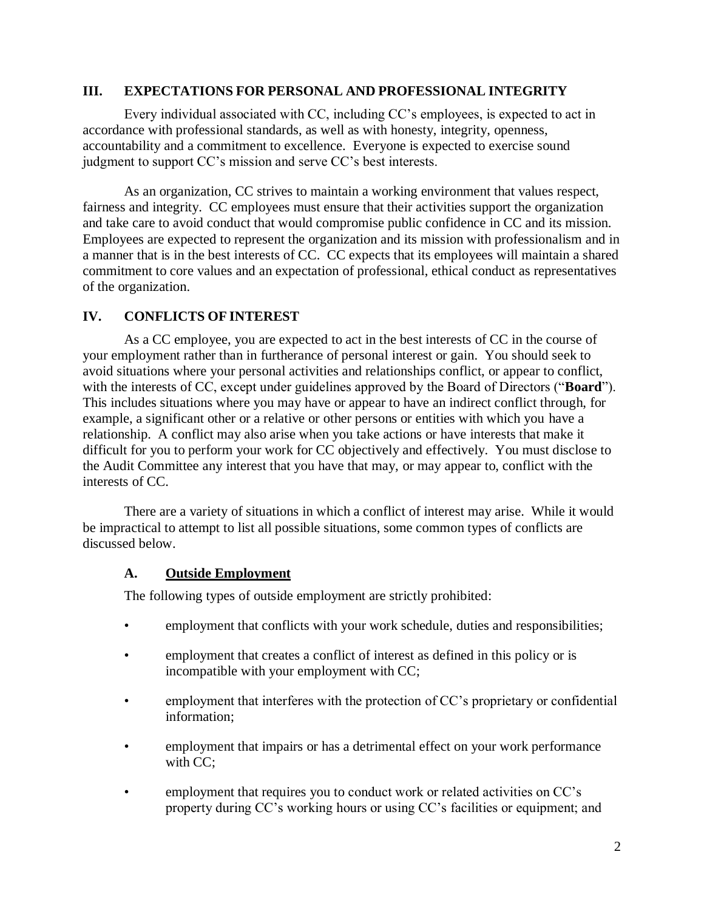## III. EXPECTATIONS FOR PERSONAL AND PROFESSIONAL INTEGRITY

Every individual associated with CC, including CC's employees, is expected to act in accordance with professional standards, as well as with honesty, integrity, openness, accountability and a commitment to excellence. Everyone is expected to exercise sound judgment to support CC's mission and serve CC's best interests.

As an organization, CC strives to maintain a working environment that values respect, fairness and integrity. CC employees must ensure that their activities support the organization and take care to avoid conduct that would compromise public confidence in CC and its mission. Employees are expected to represent the organization and its mission with professionalism and in a manner that is in the best interests of CC. CC expects that its employees will maintain a shared commitment to core values and an expectation of professional, ethical conduct as representatives of the organization.

## IV. CONFLICTS OF INTEREST

As a CC employee, you are expected to act in the best interests of CC in the course of your employment rather than in furtherance of personal interest or gain. You should seek to avoid situations where your personal activities and relationships conflict, or appear to conflict, with the interests of CC, except under guidelines approved by the Board of Directors ("**Board**"). This includes situations where you may have or appear to have an indirect conflict through, for example, a significant other or a relative or other persons or entities with which you have a relationship. A conflict may also arise when you take actions or have interests that make it difficult for you to perform your work for CC objectively and effectively. You must disclose to the Audit Committee any interest that you have that may, or may appear to, conflict with the interests of CC.

There are a variety of situations in which a conflict of interest may arise. While it would be impractical to attempt to list all possible situations, some common types of conflicts are discussed below.

### A. Outside Employment

The following types of outside employment are strictly prohibited:

- employment that conflicts with your work schedule, duties and responsibilities;
- employment that creates a conflict of interest as defined in this policy or is incompatible with your employment with CC;
- employment that interferes with the protection of CC's proprietary or confidential information;
- employment that impairs or has a detrimental effect on your work performance with CC;
- employment that requires you to conduct work or related activities on CC's property during CC's working hours or using CC's facilities or equipment; and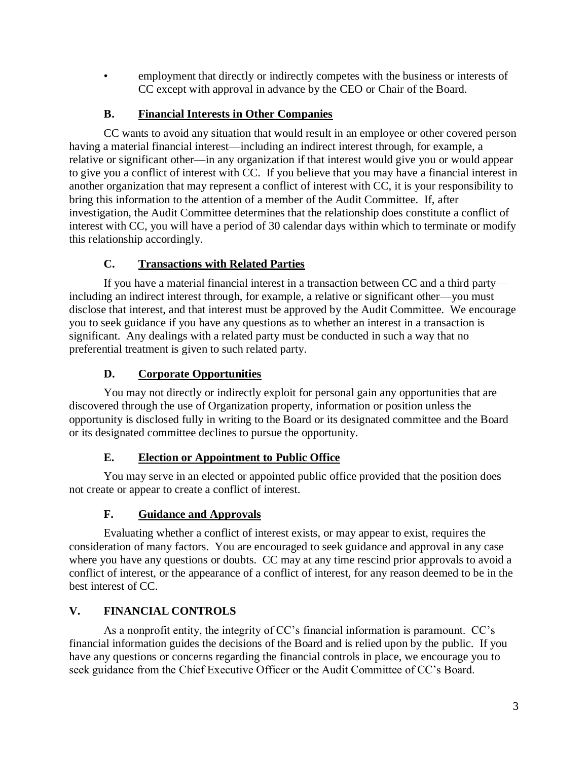- employment that directly or indirectly competes with the business or interests of CC except with approval in advance by the CEO or Chair of the Board.

### B. <u>Financial Interests in Other Companies</u>

CC wants to avoid any situation that would result in an employee or other covered person having a material financial interest—including an indirect interest through, for example, a relative or significant other—in any organization if that interest would give you or would appear to give you a conflict of interest with CC. If you believe that you may have a financial interest in another organization that may represent a conflict of interest with CC, it is your responsibility to bring this information to the attention of a member of the Audit Committee. If, after investigation, the Audit Committee determines that the relationship does constitute a conflict of interest with CC, you will have a period of 30 calendar days within which to terminate or modify this relationship accordingly.

### C. <u>Transactions with Related Parties</u>

If you have a material financial interest in a transaction between CC and a third party—including an indirect interest through, for example, a relative or significant other—you must disclose that interest, and that interest must be approved by the Audit Committee. We encourage you to seek guidance if you have any questions as to whether an interest in a transaction is significant. Any dealings with a related party must be conducted in such a way that no preferential treatment is given to such related party.

### D. <u>Corporate Opportunities</u>

You may not directly or indirectly exploit for personal gain any opportunities that are discovered through the use of Organization property, information or position unless the opportunity is disclosed fully in writing to the Board or its designated committee and the Board or its designated committee declines to pursue the opportunity.

### E. <u>Election or Appointment to Public Office</u>

You may serve in an elected or appointed public office provided that the position does not create or appear to create a conflict of interest.

### F. <u>Guidance and Approvals</u>

Evaluating whether a conflict of interest exists, or may appear to exist, requires the consideration of many factors. You are encouraged to seek guidance and approval in any case where you have any questions or doubts. CC may at any time rescind prior approvals to avoid a conflict of interest, or the appearance of a conflict of interest, for any reason deemed to be in the best interest of CC.

## V. FINANCIAL CONTROLS

As a nonprofit entity, the integrity of CC's financial information is paramount. CC's financial information guides the decisions of the Board and is relied upon by the public. If you have any questions or concerns regarding the financial controls in place, we encourage you to seek guidance from the Chief Executive Officer or the Audit Committee of CC's Board.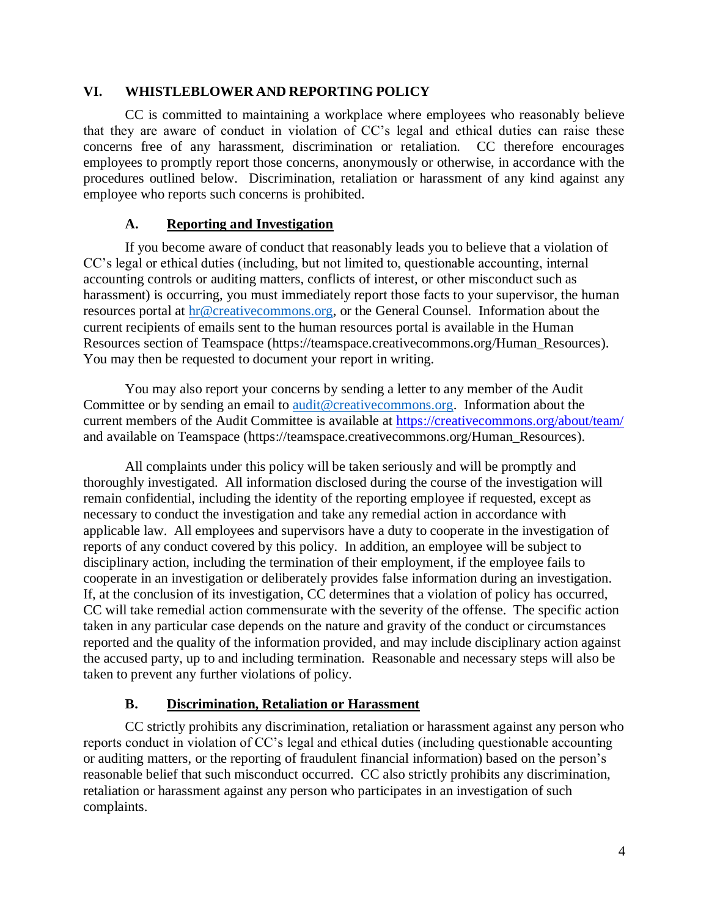## VI. WHISTLEBLOWER AND REPORTING POLICY

CC is committed to maintaining a workplace where employees who reasonably believe that they are aware of conduct in violation of CC's legal and ethical duties can raise these concerns free of any harassment, discrimination or retaliation. CC therefore encourages employees to promptly report those concerns, anonymously or otherwise, in accordance with the procedures outlined below. Discrimination, retaliation or harassment of any kind against any employee who reports such concerns is prohibited.

### A. Reporting and Investigation

If you become aware of conduct that reasonably leads you to believe that a violation of CC's legal or ethical duties (including, but not limited to, questionable accounting, internal accounting controls or auditing matters, conflicts of interest, or other misconduct such as harassment) is occurring, you must immediately report those facts to your supervisor, the human resources portal at hr@creativecommons.org, or the General Counsel. Information about the current recipients of emails sent to the human resources portal is available in the Human Resources section of Teamspace (https://teamspace.creativecommons.org/Human_Resources). You may then be requested to document your report in writing.

You may also report your concerns by sending a letter to any member of the Audit Committee or by sending an email to audit@creativecommons.org. Information about the current members of the Audit Committee is available at https://creativecommons.org/about/team/ and available on Teamspace (https://teamspace.creativecommons.org/Human_Resources).

All complaints under this policy will be taken seriously and will be promptly and thoroughly investigated. All information disclosed during the course of the investigation will remain confidential, including the identity of the reporting employee if requested, except as necessary to conduct the investigation and take any remedial action in accordance with applicable law. All employees and supervisors have a duty to cooperate in the investigation of reports of any conduct covered by this policy. In addition, an employee will be subject to disciplinary action, including the termination of their employment, if the employee fails to cooperate in an investigation or deliberately provides false information during an investigation. If, at the conclusion of its investigation, CC determines that a violation of policy has occurred, CC will take remedial action commensurate with the severity of the offense. The specific action taken in any particular case depends on the nature and gravity of the conduct or circumstances reported and the quality of the information provided, and may include disciplinary action against the accused party, up to and including termination. Reasonable and necessary steps will also be taken to prevent any further violations of policy.

### B. Discrimination, Retaliation or Harassment

CC strictly prohibits any discrimination, retaliation or harassment against any person who reports conduct in violation of CC's legal and ethical duties (including questionable accounting or auditing matters, or the reporting of fraudulent financial information) based on the person's reasonable belief that such misconduct occurred. CC also strictly prohibits any discrimination, retaliation or harassment against any person who participates in an investigation of such complaints.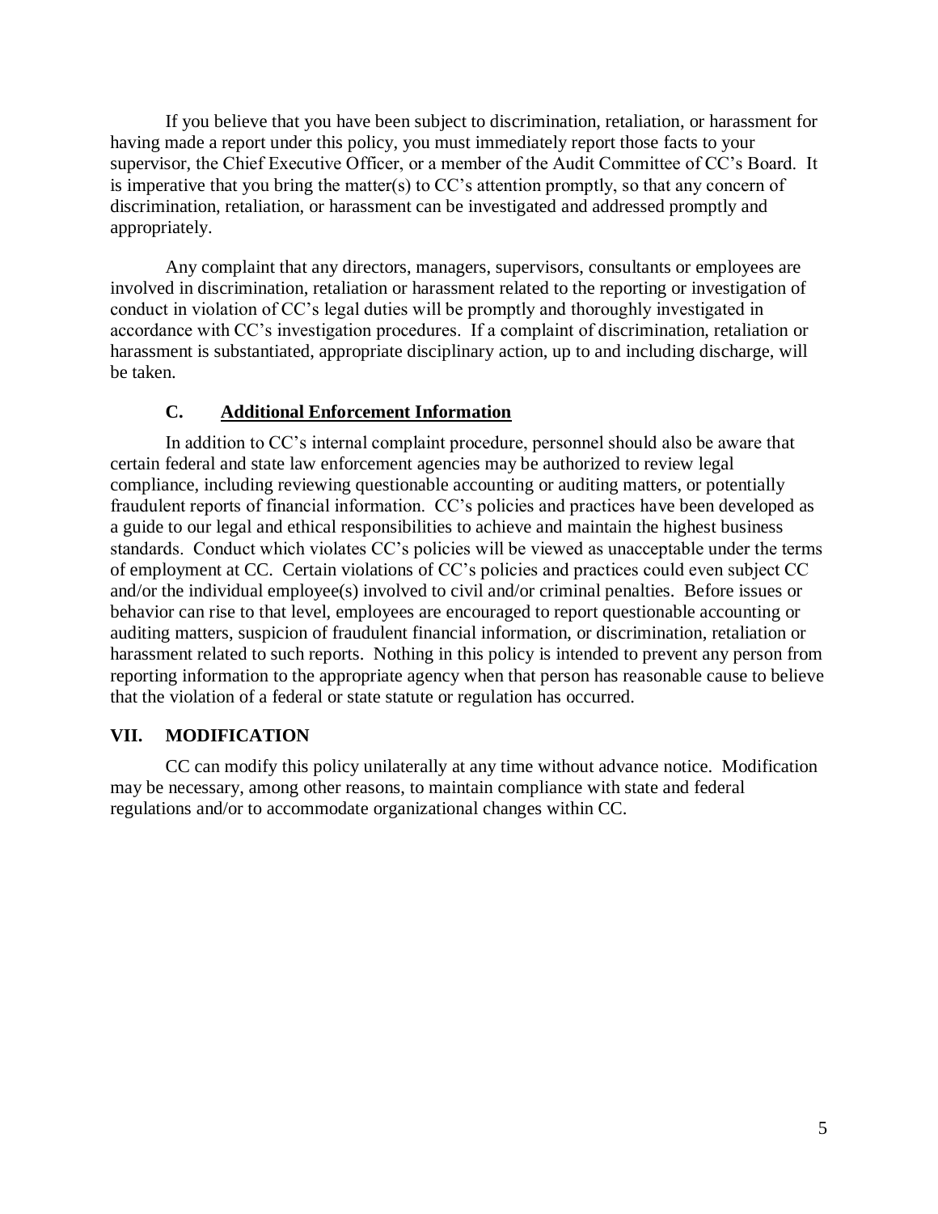If you believe that you have been subject to discrimination, retaliation, or harassment for having made a report under this policy, you must immediately report those facts to your supervisor, the Chief Executive Officer, or a member of the Audit Committee of CC's Board. It is imperative that you bring the matter(s) to CC's attention promptly, so that any concern of discrimination, retaliation, or harassment can be investigated and addressed promptly and appropriately.

Any complaint that any directors, managers, supervisors, consultants or employees are involved in discrimination, retaliation or harassment related to the reporting or investigation of conduct in violation of CC's legal duties will be promptly and thoroughly investigated in accordance with CC's investigation procedures. If a complaint of discrimination, retaliation or harassment is substantiated, appropriate disciplinary action, up to and including discharge, will be taken.

### C. <u>Additional Enforcement Information</u>

In addition to CC's internal complaint procedure, personnel should also be aware that certain federal and state law enforcement agencies may be authorized to review legal compliance, including reviewing questionable accounting or auditing matters, or potentially fraudulent reports of financial information. CC's policies and practices have been developed as a guide to our legal and ethical responsibilities to achieve and maintain the highest business standards. Conduct which violates CC's policies will be viewed as unacceptable under the terms of employment at CC. Certain violations of CC's policies and practices could even subject CC and/or the individual employee(s) involved to civil and/or criminal penalties. Before issues or behavior can rise to that level, employees are encouraged to report questionable accounting or auditing matters, suspicion of fraudulent financial information, or discrimination, retaliation or harassment related to such reports. Nothing in this policy is intended to prevent any person from reporting information to the appropriate agency when that person has reasonable cause to believe that the violation of a federal or state statute or regulation has occurred.

## VII. MODIFICATION

CC can modify this policy unilaterally at any time without advance notice. Modification may be necessary, among other reasons, to maintain compliance with state and federal regulations and/or to accommodate organizational changes within CC.